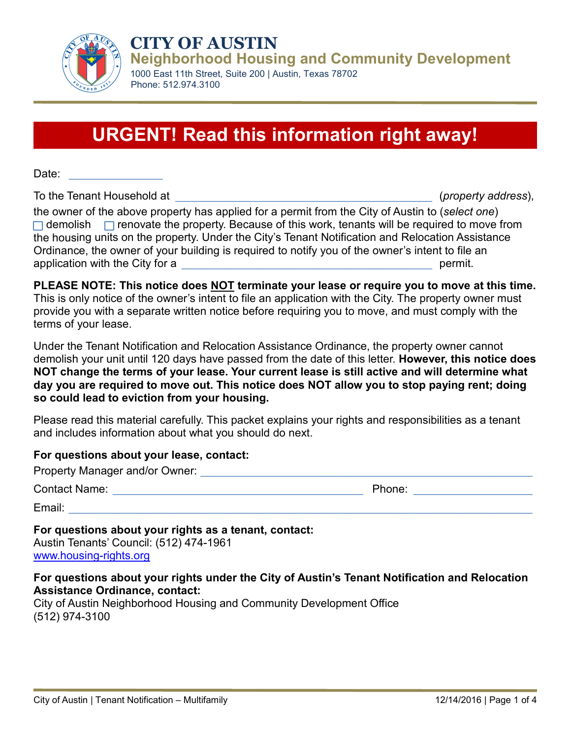# CITY OF AUSTIN

## Neighborhood Housing and Community Development

1000 East 11th Street, Suite 200 | Austin, Texas 78702
Phone: 512.974.3100

# URGENT! Read this information right away!

Date: ________________

To the Tenant Household at ____________________________________________ (*property address*), the owner of the above property has applied for a permit from the City of Austin to (*select one*) ☐ demolish ☐ renovate the property. Because of this work, tenants will be required to move from the housing units on the property. Under the City's Tenant Notification and Relocation Assistance Ordinance, the owner of your building is required to notify you of the owner's intent to file an application with the City for a ____________________________________________ permit.

**PLEASE NOTE: This notice does NOT terminate your lease or require you to move at this time.** This is only notice of the owner's intent to file an application with the City. The property owner must provide you with a separate written notice before requiring you to move, and must comply with the terms of your lease.

Under the Tenant Notification and Relocation Assistance Ordinance, the property owner cannot demolish your unit until 120 days have passed from the date of this letter. **However, this notice does NOT change the terms of your lease. Your current lease is still active and will determine what day you are required to move out. This notice does NOT allow you to stop paying rent; doing so could lead to eviction from your housing.**

Please read this material carefully. This packet explains your rights and responsibilities as a tenant and includes information about what you should do next.

**For questions about your lease, contact:**

Property Manager and/or Owner: ____________________________________________

Contact Name: ____________________________________________ Phone: ____________________

Email: ____________________________________________

**For questions about your rights as a tenant, contact:**
Austin Tenants' Council: (512) 474-1961
www.housing-rights.org

**For questions about your rights under the City of Austin's Tenant Notification and Relocation Assistance Ordinance, contact:**
City of Austin Neighborhood Housing and Community Development Office
(512) 974-3100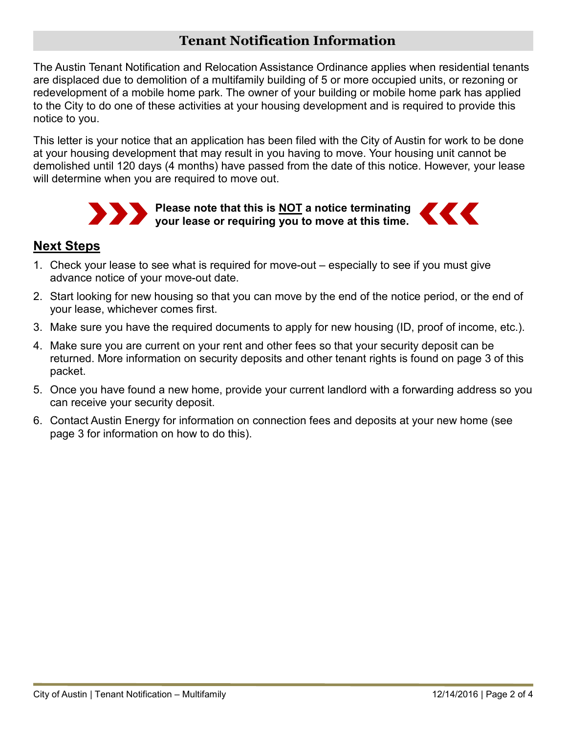# Tenant Notification Information

The Austin Tenant Notification and Relocation Assistance Ordinance applies when residential tenants are displaced due to demolition of a multifamily building of 5 or more occupied units, or rezoning or redevelopment of a mobile home park. The owner of your building or mobile home park has applied to the City to do one of these activities at your housing development and is required to provide this notice to you.

This letter is your notice that an application has been filed with the City of Austin for work to be done at your housing development that may result in you having to move. Your housing unit cannot be demolished until 120 days (4 months) have passed from the date of this notice. However, your lease will determine when you are required to move out.

**Please note that this is <u>NOT</u> a notice terminating your lease or requiring you to move at this time.**

## <u>Next Steps</u>

1. Check your lease to see what is required for move-out – especially to see if you must give advance notice of your move-out date.
2. Start looking for new housing so that you can move by the end of the notice period, or the end of your lease, whichever comes first.
3. Make sure you have the required documents to apply for new housing (ID, proof of income, etc.).
4. Make sure you are current on your rent and other fees so that your security deposit can be returned. More information on security deposits and other tenant rights is found on page 3 of this packet.
5. Once you have found a new home, provide your current landlord with a forwarding address so you can receive your security deposit.
6. Contact Austin Energy for information on connection fees and deposits at your new home (see page 3 for information on how to do this).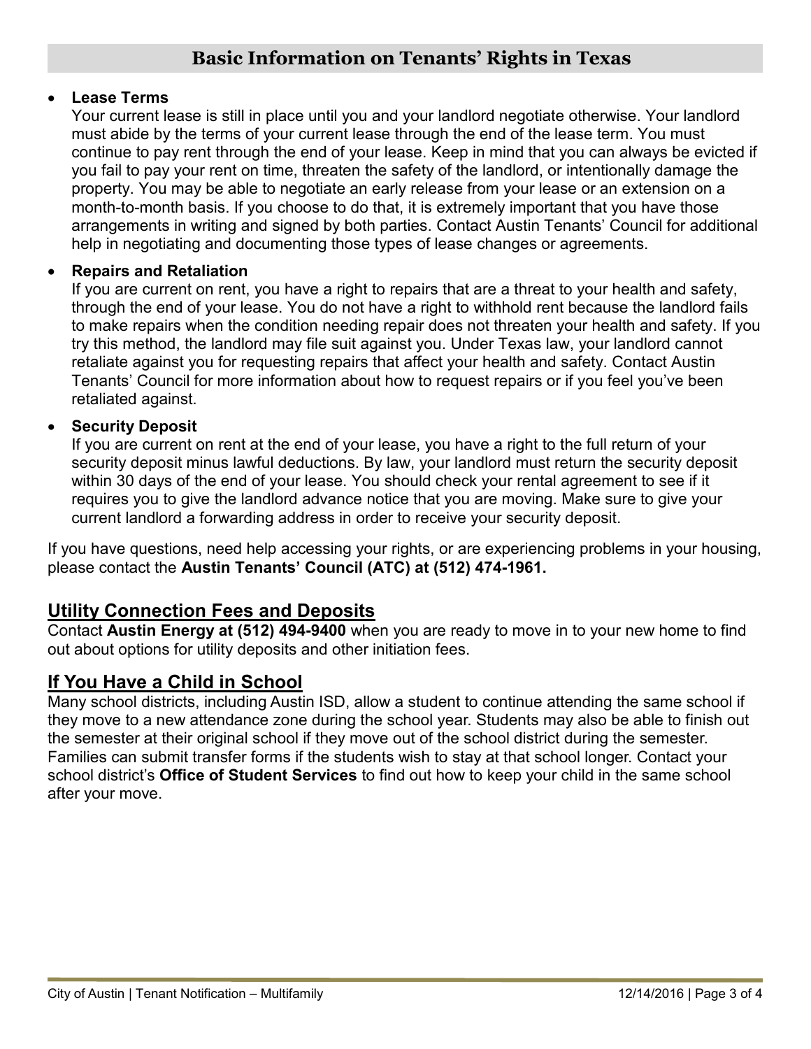## Basic Information on Tenants' Rights in Texas

- **Lease Terms**
  Your current lease is still in place until you and your landlord negotiate otherwise. Your landlord must abide by the terms of your current lease through the end of the lease term. You must continue to pay rent through the end of your lease. Keep in mind that you can always be evicted if you fail to pay your rent on time, threaten the safety of the landlord, or intentionally damage the property. You may be able to negotiate an early release from your lease or an extension on a month-to-month basis. If you choose to do that, it is extremely important that you have those arrangements in writing and signed by both parties. Contact Austin Tenants' Council for additional help in negotiating and documenting those types of lease changes or agreements.

- **Repairs and Retaliation**
  If you are current on rent, you have a right to repairs that are a threat to your health and safety, through the end of your lease. You do not have a right to withhold rent because the landlord fails to make repairs when the condition needing repair does not threaten your health and safety. If you try this method, the landlord may file suit against you. Under Texas law, your landlord cannot retaliate against you for requesting repairs that affect your health and safety. Contact Austin Tenants' Council for more information about how to request repairs or if you feel you've been retaliated against.

- **Security Deposit**
  If you are current on rent at the end of your lease, you have a right to the full return of your security deposit minus lawful deductions. By law, your landlord must return the security deposit within 30 days of the end of your lease. You should check your rental agreement to see if it requires you to give the landlord advance notice that you are moving. Make sure to give your current landlord a forwarding address in order to receive your security deposit.

If you have questions, need help accessing your rights, or are experiencing problems in your housing, please contact the **Austin Tenants' Council (ATC) at (512) 474-1961.**

## Utility Connection Fees and Deposits

Contact **Austin Energy at (512) 494-9400** when you are ready to move in to your new home to find out about options for utility deposits and other initiation fees.

## If You Have a Child in School

Many school districts, including Austin ISD, allow a student to continue attending the same school if they move to a new attendance zone during the school year. Students may also be able to finish out the semester at their original school if they move out of the school district during the semester. Families can submit transfer forms if the students wish to stay at that school longer. Contact your school district's **Office of Student Services** to find out how to keep your child in the same school after your move.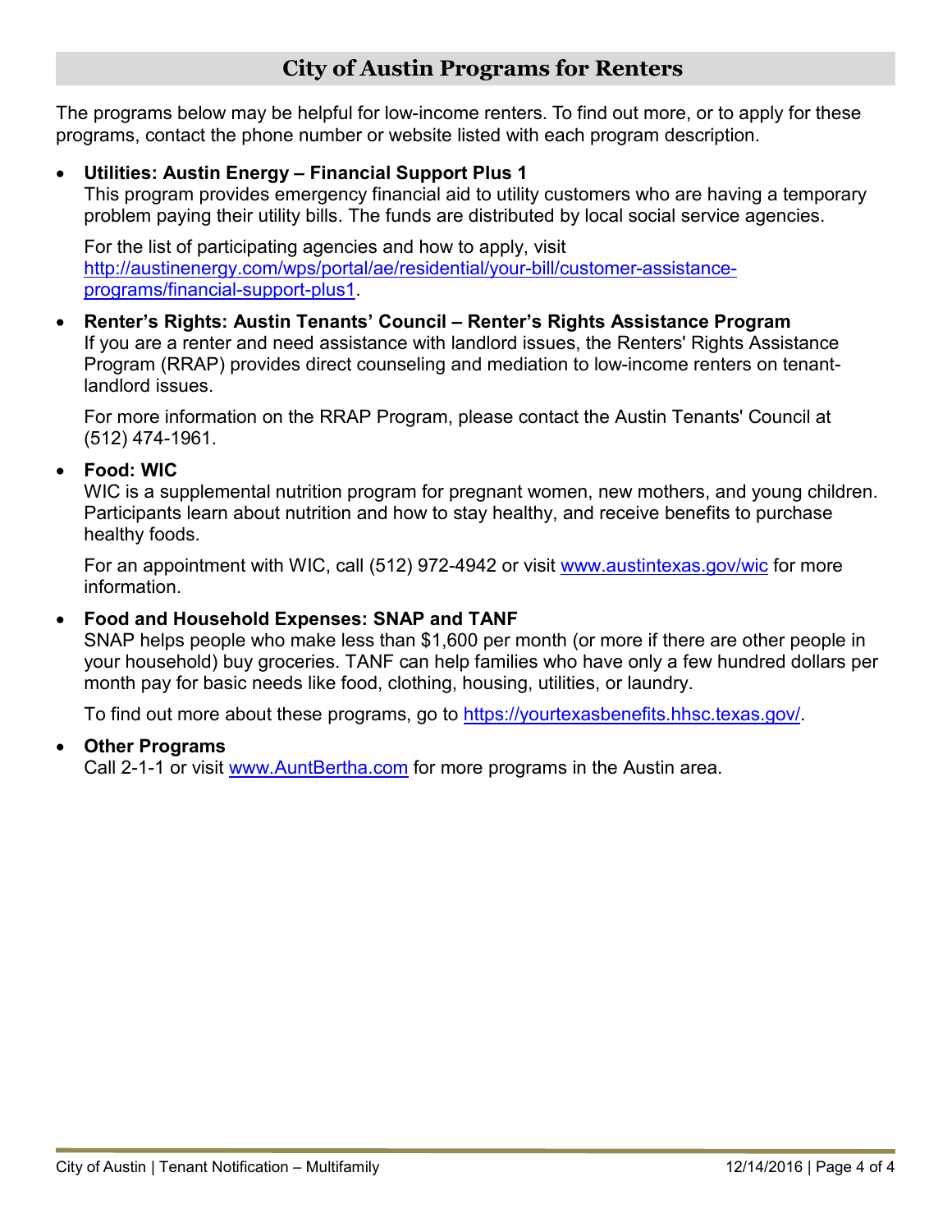# City of Austin Programs for Renters

The programs below may be helpful for low-income renters. To find out more, or to apply for these programs, contact the phone number or website listed with each program description.

- **Utilities: Austin Energy – Financial Support Plus 1**
  This program provides emergency financial aid to utility customers who are having a temporary problem paying their utility bills. The funds are distributed by local social service agencies.

  For the list of participating agencies and how to apply, visit [http://austinenergy.com/wps/portal/ae/residential/your-bill/customer-assistance-programs/financial-support-plus1](http://austinenergy.com/wps/portal/ae/residential/your-bill/customer-assistance-programs/financial-support-plus1).

- **Renter's Rights: Austin Tenants' Council – Renter's Rights Assistance Program**
  If you are a renter and need assistance with landlord issues, the Renters' Rights Assistance Program (RRAP) provides direct counseling and mediation to low-income renters on tenant-landlord issues.

  For more information on the RRAP Program, please contact the Austin Tenants' Council at (512) 474-1961.

- **Food: WIC**
  WIC is a supplemental nutrition program for pregnant women, new mothers, and young children. Participants learn about nutrition and how to stay healthy, and receive benefits to purchase healthy foods.

  For an appointment with WIC, call (512) 972-4942 or visit [www.austintexas.gov/wic](www.austintexas.gov/wic) for more information.

- **Food and Household Expenses: SNAP and TANF**
  SNAP helps people who make less than $1,600 per month (or more if there are other people in your household) buy groceries. TANF can help families who have only a few hundred dollars per month pay for basic needs like food, clothing, housing, utilities, or laundry.

  To find out more about these programs, go to [https://yourtexasbenefits.hhsc.texas.gov/](https://yourtexasbenefits.hhsc.texas.gov/).

- **Other Programs**
  Call 2-1-1 or visit [www.AuntBertha.com](www.AuntBertha.com) for more programs in the Austin area.